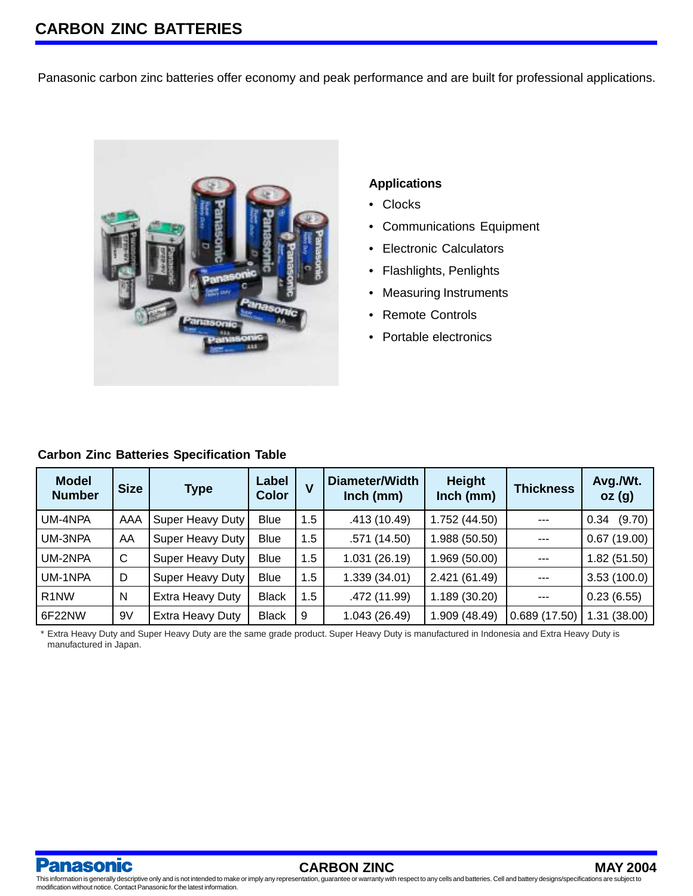# CARBON ZINC BATTERIES

Panasonic carbon zinc batteries offer economy and peak performance and are built for professional applications.

### Applications

- Clocks
- Communications Equipment
- Electronic Calculators
- Flashlights, Penlights
- Measuring Instruments
- Remote Controls
- Portable electronics

### Carbon Zinc Batteries Specification Table

| Model Number | Size | Type | Label Color | V | Diameter/Width Inch (mm) | Height Inch (mm) | Thickness | Avg./Wt. oz (g) |
|---|---|---|---|---|---|---|---|---|
| UM-4NPA | AAA | Super Heavy Duty | Blue | 1.5 | .413 (10.49) | 1.752 (44.50) | --- | 0.34 (9.70) |
| UM-3NPA | AA | Super Heavy Duty | Blue | 1.5 | .571 (14.50) | 1.988 (50.50) | --- | 0.67 (19.00) |
| UM-2NPA | C | Super Heavy Duty | Blue | 1.5 | 1.031 (26.19) | 1.969 (50.00) | --- | 1.82 (51.50) |
| UM-1NPA | D | Super Heavy Duty | Blue | 1.5 | 1.339 (34.01) | 2.421 (61.49) | --- | 3.53 (100.0) |
| R1NW | N | Extra Heavy Duty | Black | 1.5 | .472 (11.99) | 1.189 (30.20) | --- | 0.23 (6.55) |
| 6F22NW | 9V | Extra Heavy Duty | Black | 9 | 1.043 (26.49) | 1.909 (48.49) | 0.689 (17.50) | 1.31 (38.00) |

* Extra Heavy Duty and Super Heavy Duty are the same grade product. Super Heavy Duty is manufactured in Indonesia and Extra Heavy Duty is manufactured in Japan.

This information is generally descriptive only and is not intended to make or imply any representation, guarantee or warranty with respect to any cells and batteries. Cell and battery designs/specifications are subject to modification without notice. Contact Panasonic for the latest information.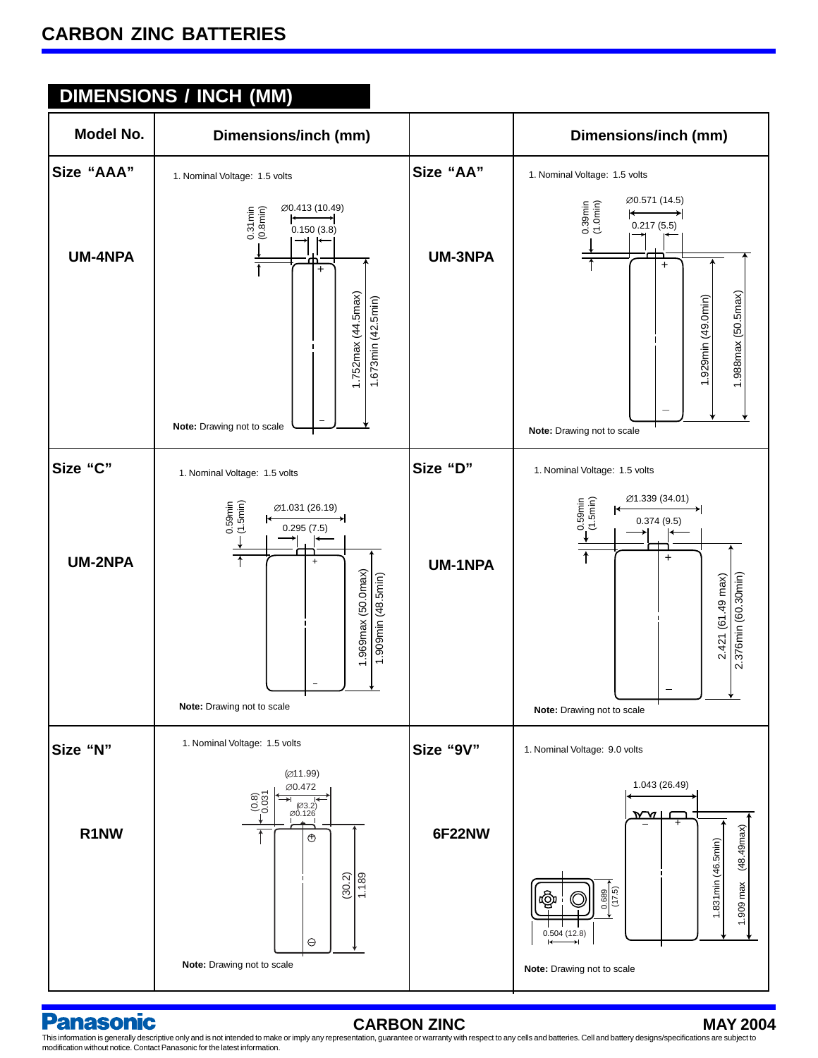# CARBON ZINC BATTERIES

## DIMENSIONS / INCH (MM)

| Model No. | Dimensions/inch (mm) | | Dimensions/inch (mm) |
|---|---|---|---|
| Size "AAA"<br><br>**UM-4NPA** | 1. Nominal Voltage: 1.5 volts<br><br>Ø0.413 (10.49)<br>0.150 (3.8)<br>0.31min (0.8min)<br>1.752max (44.5max)<br>1.673min (42.5min)<br><br>**Note:** Drawing not to scale | Size "AA"<br><br>**UM-3NPA** | 1. Nominal Voltage: 1.5 volts<br><br>Ø0.571 (14.5)<br>0.217 (5.5)<br>0.39min (1.0min)<br>1.929min (49.0min)<br>1.988max (50.5max)<br><br>**Note:** Drawing not to scale |
| Size "C"<br><br>**UM-2NPA** | 1. Nominal Voltage: 1.5 volts<br><br>Ø1.031 (26.19)<br>0.295 (7.5)<br>0.59min (1.5min)<br>1.969max (50.0max)<br>1.909min (48.5min)<br><br>**Note:** Drawing not to scale | Size "D"<br><br>**UM-1NPA** | 1. Nominal Voltage: 1.5 volts<br><br>Ø1.339 (34.01)<br>0.374 (9.5)<br>0.59min (1.5min)<br>2.421 (61.49 max)<br>2.376min (60.30min)<br><br>**Note:** Drawing not to scale |
| Size "N"<br><br>**R1NW** | 1. Nominal Voltage: 1.5 volts<br><br>(Ø11.99)<br>Ø0.472<br>(Ø3.2)<br>Ø0.126<br>(0.8)<br>0.031<br>(30.2)<br>1.189<br><br>**Note:** Drawing not to scale | Size "9V"<br><br>**6F22NW** | 1. Nominal Voltage: 9.0 volts<br><br>1.043 (26.49)<br>0.689 (17.5)<br>0.504 (12.8)<br>1.831min (46.5min)<br>1.909 max (48.49max)<br><br>**Note:** Drawing not to scale |

**Panasonic** CARBON ZINC MAY 2004

This information is generally descriptive only and is not intended to make or imply any representation, guarantee or warranty with respect to any cells and batteries. Cell and battery designs/specifications are subject to modification without notice. Contact Panasonic for the latest information.